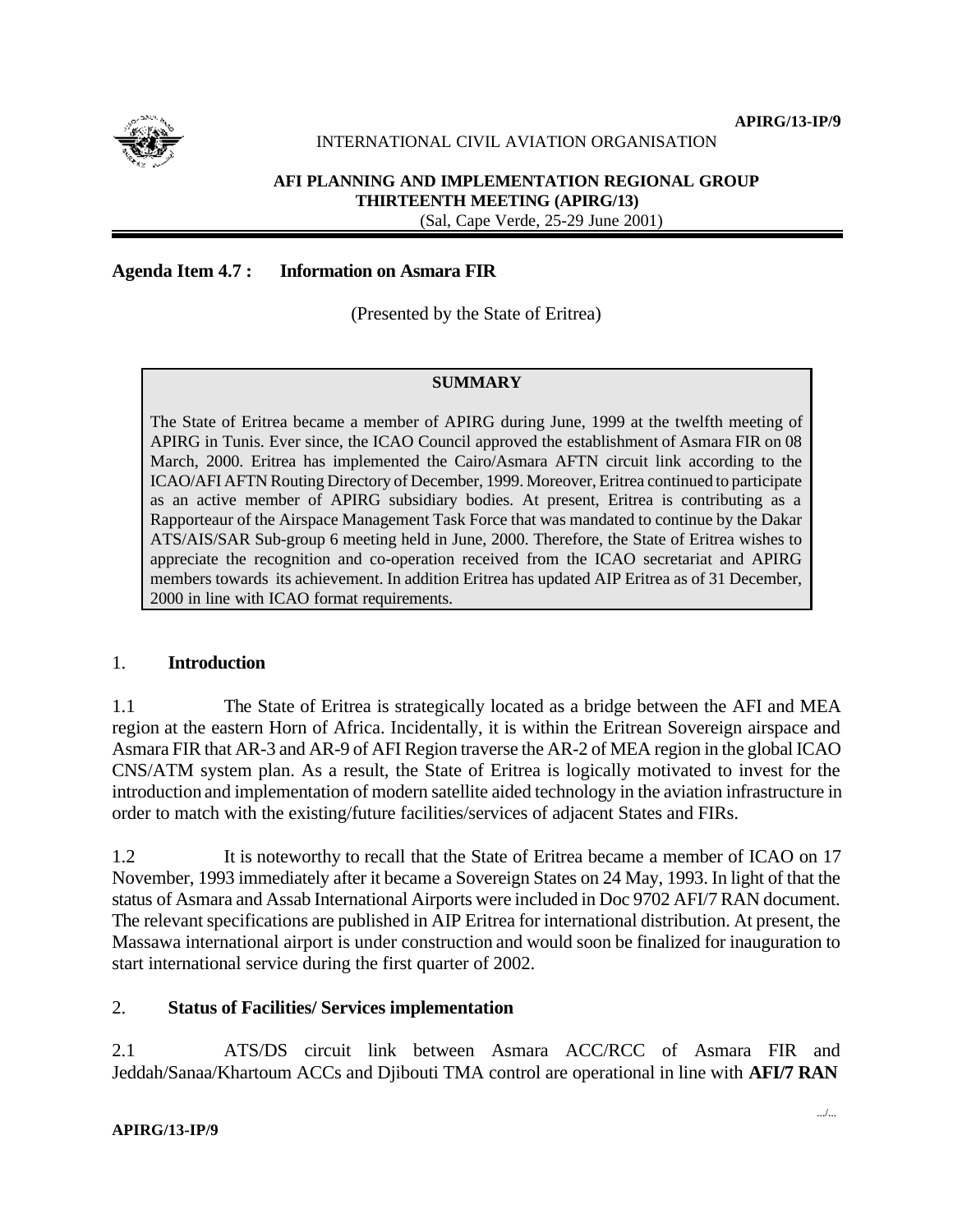APIRG/13-IP/9

INTERNATIONAL CIVIL AVIATION ORGANISATION

**AFI PLANNING AND IMPLEMENTATION REGIONAL GROUP**
**THIRTEENTH MEETING (APIRG/13)**
(Sal, Cape Verde, 25-29 June 2001)

**Agenda Item 4.7 : Information on Asmara FIR**

(Presented by the State of Eritrea)

**SUMMARY**

The State of Eritrea became a member of APIRG during June, 1999 at the twelfth meeting of APIRG in Tunis. Ever since, the ICAO Council approved the establishment of Asmara FIR on 08 March, 2000. Eritrea has implemented the Cairo/Asmara AFTN circuit link according to the ICAO/AFI AFTN Routing Directory of December, 1999. Moreover, Eritrea continued to participate as an active member of APIRG subsidiary bodies. At present, Eritrea is contributing as a Rapporteaur of the Airspace Management Task Force that was mandated to continue by the Dakar ATS/AIS/SAR Sub-group 6 meeting held in June, 2000. Therefore, the State of Eritrea wishes to appreciate the recognition and co-operation received from the ICAO secretariat and APIRG members towards its achievement. In addition Eritrea has updated AIP Eritrea as of 31 December, 2000 in line with ICAO format requirements.

## 1. Introduction

1.1 The State of Eritrea is strategically located as a bridge between the AFI and MEA region at the eastern Horn of Africa. Incidentally, it is within the Eritrean Sovereign airspace and Asmara FIR that AR-3 and AR-9 of AFI Region traverse the AR-2 of MEA region in the global ICAO CNS/ATM system plan. As a result, the State of Eritrea is logically motivated to invest for the introduction and implementation of modern satellite aided technology in the aviation infrastructure in order to match with the existing/future facilities/services of adjacent States and FIRs.

1.2 It is noteworthy to recall that the State of Eritrea became a member of ICAO on 17 November, 1993 immediately after it became a Sovereign States on 24 May, 1993. In light of that the status of Asmara and Assab International Airports were included in Doc 9702 AFI/7 RAN document. The relevant specifications are published in AIP Eritrea for international distribution. At present, the Massawa international airport is under construction and would soon be finalized for inauguration to start international service during the first quarter of 2002.

## 2. Status of Facilities/ Services implementation

2.1 ATS/DS circuit link between Asmara ACC/RCC of Asmara FIR and Jeddah/Sanaa/Khartoum ACCs and Djibouti TMA control are operational in line with **AFI/7 RAN**

.../...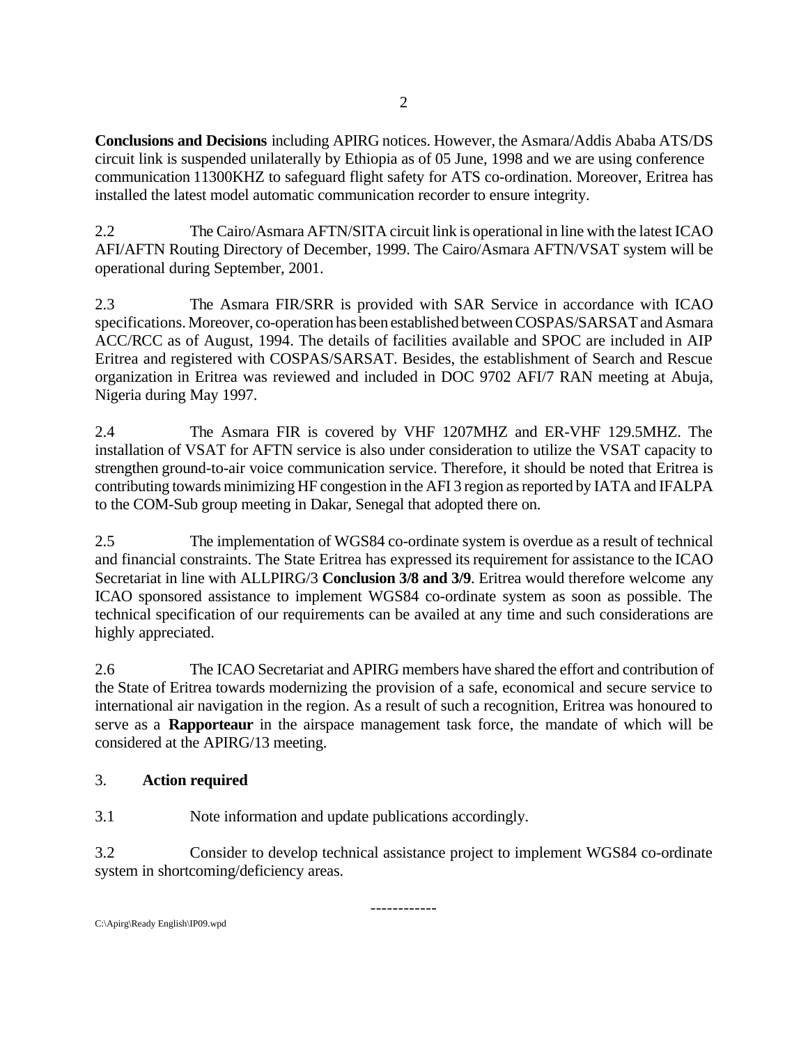**Conclusions and Decisions** including APIRG notices. However, the Asmara/Addis Ababa ATS/DS circuit link is suspended unilaterally by Ethiopia as of 05 June, 1998 and we are using conference communication 11300KHZ to safeguard flight safety for ATS co-ordination. Moreover, Eritrea has installed the latest model automatic communication recorder to ensure integrity.

2.2 The Cairo/Asmara AFTN/SITA circuit link is operational in line with the latest ICAO AFI/AFTN Routing Directory of December, 1999. The Cairo/Asmara AFTN/VSAT system will be operational during September, 2001.

2.3 The Asmara FIR/SRR is provided with SAR Service in accordance with ICAO specifications. Moreover, co-operation has been established between COSPAS/SARSAT and Asmara ACC/RCC as of August, 1994. The details of facilities available and SPOC are included in AIP Eritrea and registered with COSPAS/SARSAT. Besides, the establishment of Search and Rescue organization in Eritrea was reviewed and included in DOC 9702 AFI/7 RAN meeting at Abuja, Nigeria during May 1997.

2.4 The Asmara FIR is covered by VHF 1207MHZ and ER-VHF 129.5MHZ. The installation of VSAT for AFTN service is also under consideration to utilize the VSAT capacity to strengthen ground-to-air voice communication service. Therefore, it should be noted that Eritrea is contributing towards minimizing HF congestion in the AFI 3 region as reported by IATA and IFALPA to the COM-Sub group meeting in Dakar, Senegal that adopted there on.

2.5 The implementation of WGS84 co-ordinate system is overdue as a result of technical and financial constraints. The State Eritrea has expressed its requirement for assistance to the ICAO Secretariat in line with ALLPIRG/3 **Conclusion 3/8 and 3/9**. Eritrea would therefore welcome any ICAO sponsored assistance to implement WGS84 co-ordinate system as soon as possible. The technical specification of our requirements can be availed at any time and such considerations are highly appreciated.

2.6 The ICAO Secretariat and APIRG members have shared the effort and contribution of the State of Eritrea towards modernizing the provision of a safe, economical and secure service to international air navigation in the region. As a result of such a recognition, Eritrea was honoured to serve as a **Rapporteaur** in the airspace management task force, the mandate of which will be considered at the APIRG/13 meeting.

## 3. Action required

3.1 Note information and update publications accordingly.

3.2 Consider to develop technical assistance project to implement WGS84 co-ordinate system in shortcoming/deficiency areas.

------------

C:\Apirg\Ready English\IP09.wpd